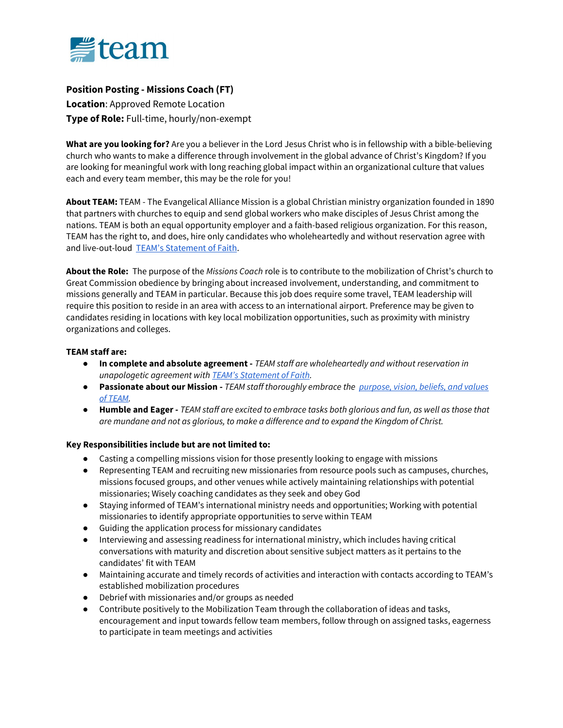team

**Position Posting - Missions Coach (FT)**
**Location**: Approved Remote Location
**Type of Role:** Full-time, hourly/non-exempt

**What are you looking for?** Are you a believer in the Lord Jesus Christ who is in fellowship with a bible-believing church who wants to make a difference through involvement in the global advance of Christ's Kingdom? If you are looking for meaningful work with long reaching global impact within an organizational culture that values each and every team member, this may be the role for you!

**About TEAM:** TEAM - The Evangelical Alliance Mission is a global Christian ministry organization founded in 1890 that partners with churches to equip and send global workers who make disciples of Jesus Christ among the nations. TEAM is both an equal opportunity employer and a faith-based religious organization. For this reason, TEAM has the right to, and does, hire only candidates who wholeheartedly and without reservation agree with and live-out-loud TEAM's Statement of Faith.

**About the Role:** The purpose of the *Missions Coach* role is to contribute to the mobilization of Christ's church to Great Commission obedience by bringing about increased involvement, understanding, and commitment to missions generally and TEAM in particular. Because this job does require some travel, TEAM leadership will require this position to reside in an area with access to an international airport. Preference may be given to candidates residing in locations with key local mobilization opportunities, such as proximity with ministry organizations and colleges.

**TEAM staff are:**

- **In complete and absolute agreement -** *TEAM staff are wholeheartedly and without reservation in unapologetic agreement with TEAM's Statement of Faith.*
- **Passionate about our Mission -** *TEAM staff thoroughly embrace the purpose, vision, beliefs, and values of TEAM.*
- **Humble and Eager -** *TEAM staff are excited to embrace tasks both glorious and fun, as well as those that are mundane and not as glorious, to make a difference and to expand the Kingdom of Christ.*

**Key Responsibilities include but are not limited to:**

- Casting a compelling missions vision for those presently looking to engage with missions
- Representing TEAM and recruiting new missionaries from resource pools such as campuses, churches, missions focused groups, and other venues while actively maintaining relationships with potential missionaries; Wisely coaching candidates as they seek and obey God
- Staying informed of TEAM's international ministry needs and opportunities; Working with potential missionaries to identify appropriate opportunities to serve within TEAM
- Guiding the application process for missionary candidates
- Interviewing and assessing readiness for international ministry, which includes having critical conversations with maturity and discretion about sensitive subject matters as it pertains to the candidates' fit with TEAM
- Maintaining accurate and timely records of activities and interaction with contacts according to TEAM's established mobilization procedures
- Debrief with missionaries and/or groups as needed
- Contribute positively to the Mobilization Team through the collaboration of ideas and tasks, encouragement and input towards fellow team members, follow through on assigned tasks, eagerness to participate in team meetings and activities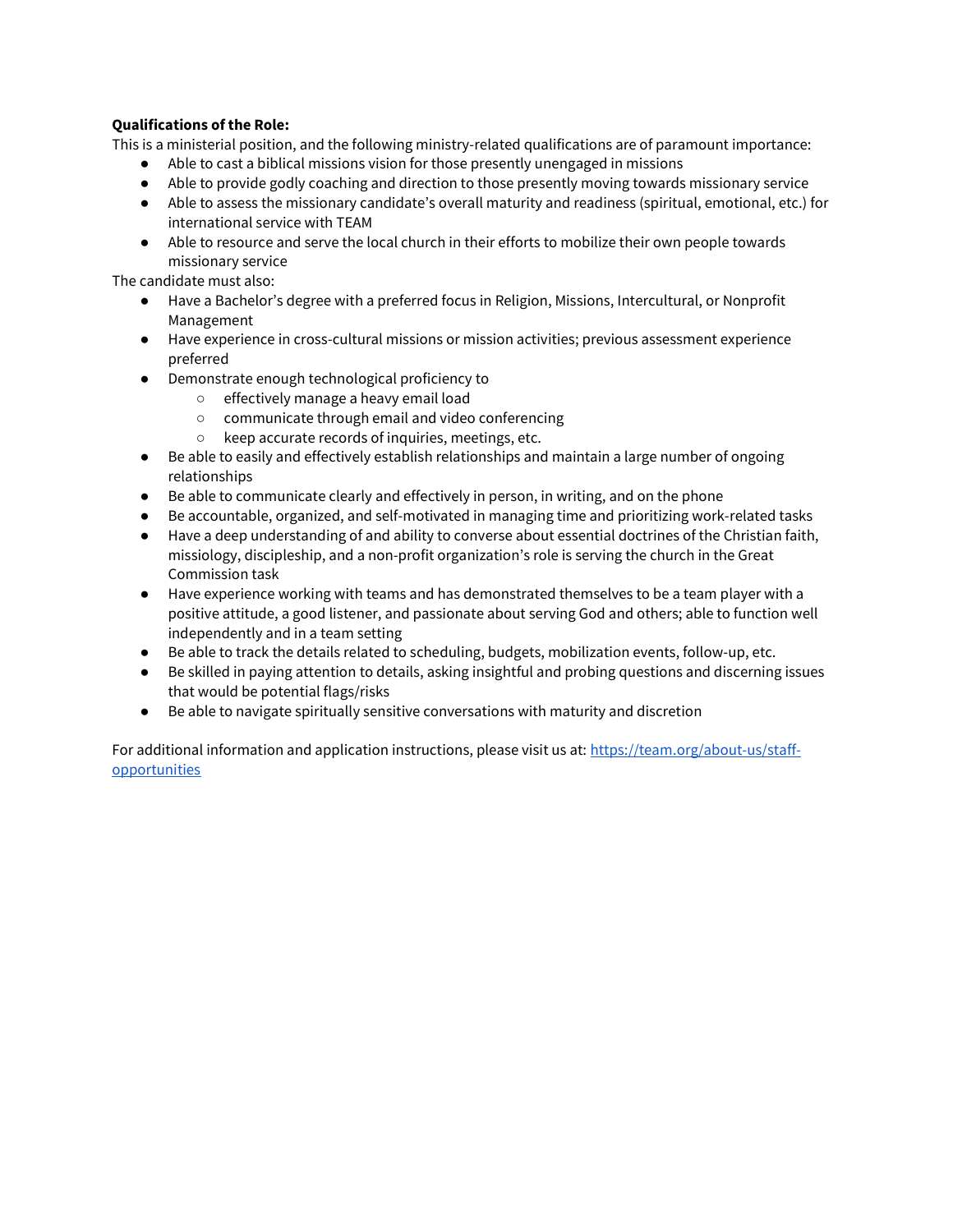**Qualifications of the Role:**
This is a ministerial position, and the following ministry-related qualifications are of paramount importance:

- Able to cast a biblical missions vision for those presently unengaged in missions
- Able to provide godly coaching and direction to those presently moving towards missionary service
- Able to assess the missionary candidate's overall maturity and readiness (spiritual, emotional, etc.) for international service with TEAM
- Able to resource and serve the local church in their efforts to mobilize their own people towards missionary service

The candidate must also:

- Have a Bachelor's degree with a preferred focus in Religion, Missions, Intercultural, or Nonprofit Management
- Have experience in cross-cultural missions or mission activities; previous assessment experience preferred
- Demonstrate enough technological proficiency to
  - effectively manage a heavy email load
  - communicate through email and video conferencing
  - keep accurate records of inquiries, meetings, etc.
- Be able to easily and effectively establish relationships and maintain a large number of ongoing relationships
- Be able to communicate clearly and effectively in person, in writing, and on the phone
- Be accountable, organized, and self-motivated in managing time and prioritizing work-related tasks
- Have a deep understanding of and ability to converse about essential doctrines of the Christian faith, missiology, discipleship, and a non-profit organization's role is serving the church in the Great Commission task
- Have experience working with teams and has demonstrated themselves to be a team player with a positive attitude, a good listener, and passionate about serving God and others; able to function well independently and in a team setting
- Be able to track the details related to scheduling, budgets, mobilization events, follow-up, etc.
- Be skilled in paying attention to details, asking insightful and probing questions and discerning issues that would be potential flags/risks
- Be able to navigate spiritually sensitive conversations with maturity and discretion

For additional information and application instructions, please visit us at: [https://team.org/about-us/staff-opportunities](https://team.org/about-us/staff-opportunities)